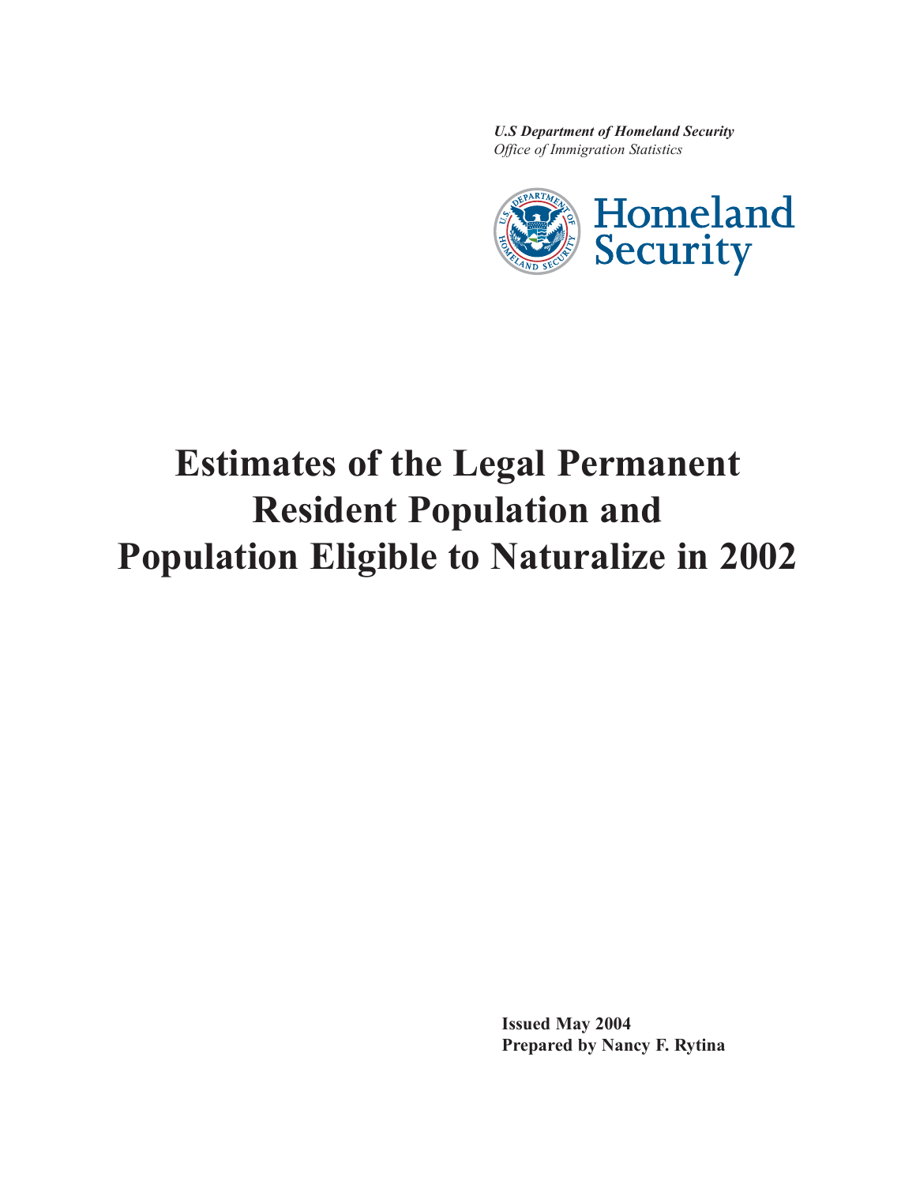***U.S Department of Homeland Security***
*Office of Immigration Statistics*

Homeland Security

# Estimates of the Legal Permanent Resident Population and Population Eligible to Naturalize in 2002

**Issued May 2004**
**Prepared by Nancy F. Rytina**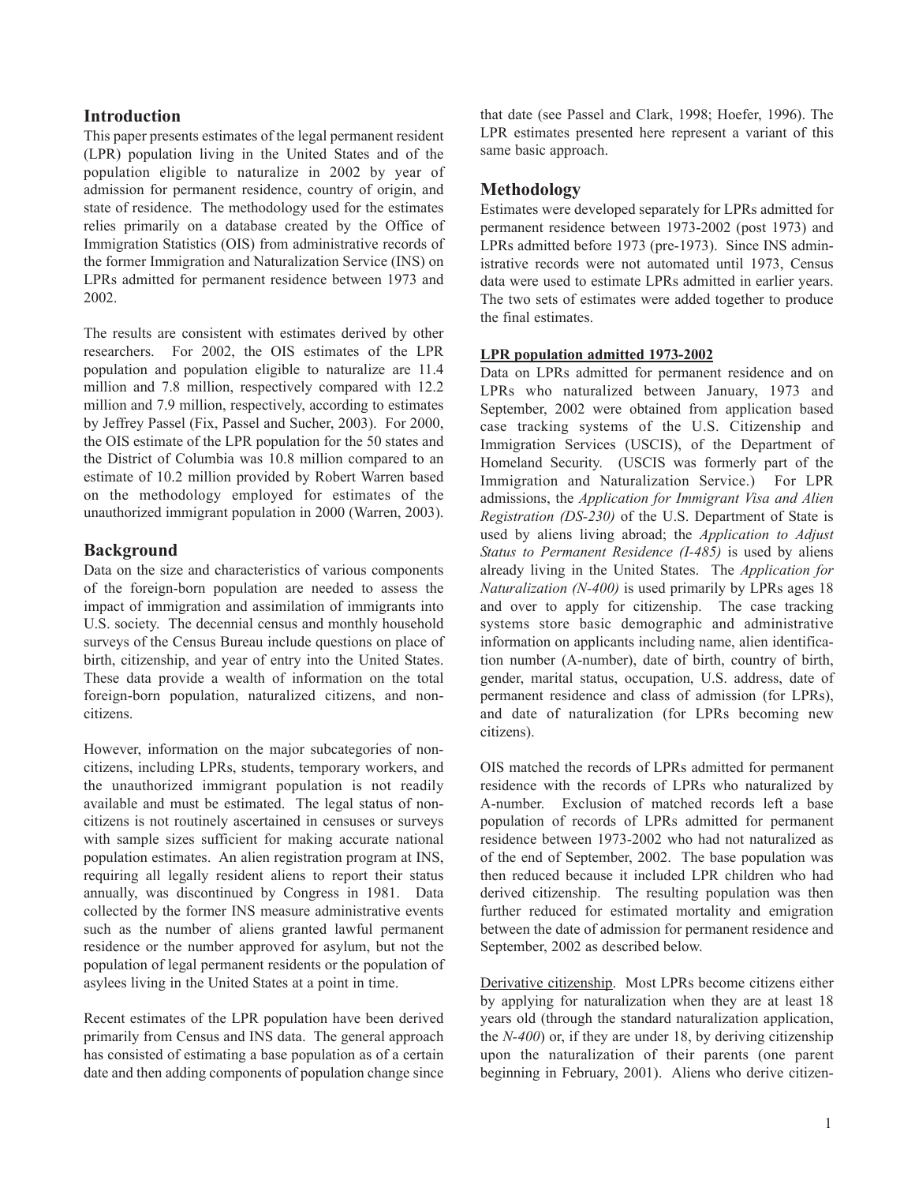## Introduction

This paper presents estimates of the legal permanent resident (LPR) population living in the United States and of the population eligible to naturalize in 2002 by year of admission for permanent residence, country of origin, and state of residence. The methodology used for the estimates relies primarily on a database created by the Office of Immigration Statistics (OIS) from administrative records of the former Immigration and Naturalization Service (INS) on LPRs admitted for permanent residence between 1973 and 2002.

The results are consistent with estimates derived by other researchers. For 2002, the OIS estimates of the LPR population and population eligible to naturalize are 11.4 million and 7.8 million, respectively compared with 12.2 million and 7.9 million, respectively, according to estimates by Jeffrey Passel (Fix, Passel and Sucher, 2003). For 2000, the OIS estimate of the LPR population for the 50 states and the District of Columbia was 10.8 million compared to an estimate of 10.2 million provided by Robert Warren based on the methodology employed for estimates of the unauthorized immigrant population in 2000 (Warren, 2003).

## Background

Data on the size and characteristics of various components of the foreign-born population are needed to assess the impact of immigration and assimilation of immigrants into U.S. society. The decennial census and monthly household surveys of the Census Bureau include questions on place of birth, citizenship, and year of entry into the United States. These data provide a wealth of information on the total foreign-born population, naturalized citizens, and non-citizens.

However, information on the major subcategories of non-citizens, including LPRs, students, temporary workers, and the unauthorized immigrant population is not readily available and must be estimated. The legal status of non-citizens is not routinely ascertained in censuses or surveys with sample sizes sufficient for making accurate national population estimates. An alien registration program at INS, requiring all legally resident aliens to report their status annually, was discontinued by Congress in 1981. Data collected by the former INS measure administrative events such as the number of aliens granted lawful permanent residence or the number approved for asylum, but not the population of legal permanent residents or the population of asylees living in the United States at a point in time.

Recent estimates of the LPR population have been derived primarily from Census and INS data. The general approach has consisted of estimating a base population as of a certain date and then adding components of population change since that date (see Passel and Clark, 1998; Hoefer, 1996). The LPR estimates presented here represent a variant of this same basic approach.

## Methodology

Estimates were developed separately for LPRs admitted for permanent residence between 1973-2002 (post 1973) and LPRs admitted before 1973 (pre-1973). Since INS administrative records were not automated until 1973, Census data were used to estimate LPRs admitted in earlier years. The two sets of estimates were added together to produce the final estimates.

### LPR population admitted 1973-2002

Data on LPRs admitted for permanent residence and on LPRs who naturalized between January, 1973 and September, 2002 were obtained from application based case tracking systems of the U.S. Citizenship and Immigration Services (USCIS), of the Department of Homeland Security. (USCIS was formerly part of the Immigration and Naturalization Service.) For LPR admissions, the *Application for Immigrant Visa and Alien Registration (DS-230)* of the U.S. Department of State is used by aliens living abroad; the *Application to Adjust Status to Permanent Residence (I-485)* is used by aliens already living in the United States. The *Application for Naturalization (N-400)* is used primarily by LPRs ages 18 and over to apply for citizenship. The case tracking systems store basic demographic and administrative information on applicants including name, alien identification number (A-number), date of birth, country of birth, gender, marital status, occupation, U.S. address, date of permanent residence and class of admission (for LPRs), and date of naturalization (for LPRs becoming new citizens).

OIS matched the records of LPRs admitted for permanent residence with the records of LPRs who naturalized by A-number. Exclusion of matched records left a base population of records of LPRs admitted for permanent residence between 1973-2002 who had not naturalized as of the end of September, 2002. The base population was then reduced because it included LPR children who had derived citizenship. The resulting population was then further reduced for estimated mortality and emigration between the date of admission for permanent residence and September, 2002 as described below.

Derivative citizenship. Most LPRs become citizens either by applying for naturalization when they are at least 18 years old (through the standard naturalization application, the *N-400*) or, if they are under 18, by deriving citizenship upon the naturalization of their parents (one parent beginning in February, 2001). Aliens who derive citizen-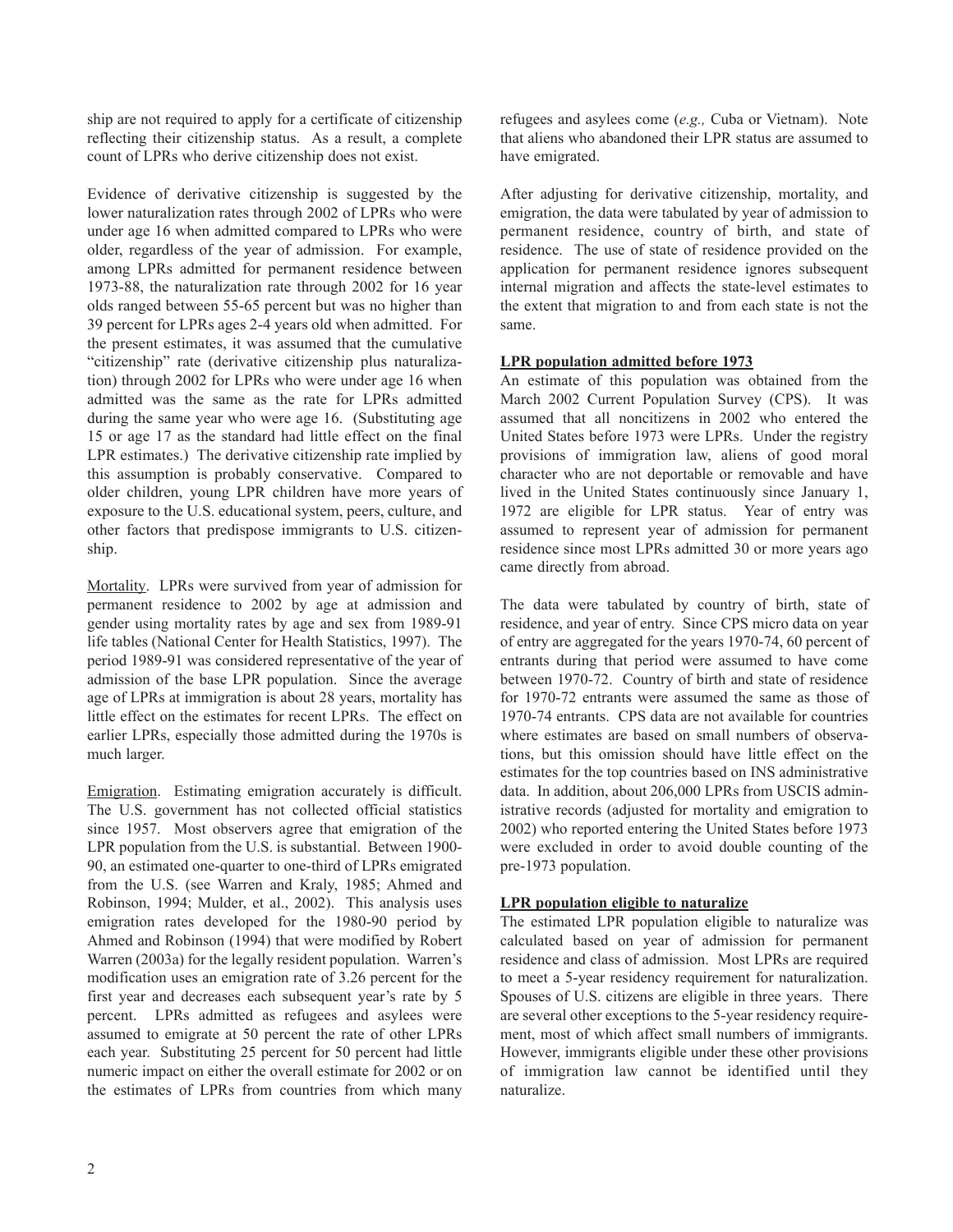ship are not required to apply for a certificate of citizenship reflecting their citizenship status. As a result, a complete count of LPRs who derive citizenship does not exist.

Evidence of derivative citizenship is suggested by the lower naturalization rates through 2002 of LPRs who were under age 16 when admitted compared to LPRs who were older, regardless of the year of admission. For example, among LPRs admitted for permanent residence between 1973-88, the naturalization rate through 2002 for 16 year olds ranged between 55-65 percent but was no higher than 39 percent for LPRs ages 2-4 years old when admitted. For the present estimates, it was assumed that the cumulative "citizenship" rate (derivative citizenship plus naturalization) through 2002 for LPRs who were under age 16 when admitted was the same as the rate for LPRs admitted during the same year who were age 16. (Substituting age 15 or age 17 as the standard had little effect on the final LPR estimates.) The derivative citizenship rate implied by this assumption is probably conservative. Compared to older children, young LPR children have more years of exposure to the U.S. educational system, peers, culture, and other factors that predispose immigrants to U.S. citizenship.

<u>Mortality</u>. LPRs were survived from year of admission for permanent residence to 2002 by age at admission and gender using mortality rates by age and sex from 1989-91 life tables (National Center for Health Statistics, 1997). The period 1989-91 was considered representative of the year of admission of the base LPR population. Since the average age of LPRs at immigration is about 28 years, mortality has little effect on the estimates for recent LPRs. The effect on earlier LPRs, especially those admitted during the 1970s is much larger.

<u>Emigration</u>. Estimating emigration accurately is difficult. The U.S. government has not collected official statistics since 1957. Most observers agree that emigration of the LPR population from the U.S. is substantial. Between 1900-90, an estimated one-quarter to one-third of LPRs emigrated from the U.S. (see Warren and Kraly, 1985; Ahmed and Robinson, 1994; Mulder, et al., 2002). This analysis uses emigration rates developed for the 1980-90 period by Ahmed and Robinson (1994) that were modified by Robert Warren (2003a) for the legally resident population. Warren's modification uses an emigration rate of 3.26 percent for the first year and decreases each subsequent year's rate by 5 percent. LPRs admitted as refugees and asylees were assumed to emigrate at 50 percent the rate of other LPRs each year. Substituting 25 percent for 50 percent had little numeric impact on either the overall estimate for 2002 or on the estimates of LPRs from countries from which many refugees and asylees come (*e.g.,* Cuba or Vietnam). Note that aliens who abandoned their LPR status are assumed to have emigrated.

After adjusting for derivative citizenship, mortality, and emigration, the data were tabulated by year of admission to permanent residence, country of birth, and state of residence. The use of state of residence provided on the application for permanent residence ignores subsequent internal migration and affects the state-level estimates to the extent that migration to and from each state is not the same.

**<u>LPR population admitted before 1973</u>**

An estimate of this population was obtained from the March 2002 Current Population Survey (CPS). It was assumed that all noncitizens in 2002 who entered the United States before 1973 were LPRs. Under the registry provisions of immigration law, aliens of good moral character who are not deportable or removable and have lived in the United States continuously since January 1, 1972 are eligible for LPR status. Year of entry was assumed to represent year of admission for permanent residence since most LPRs admitted 30 or more years ago came directly from abroad.

The data were tabulated by country of birth, state of residence, and year of entry. Since CPS micro data on year of entry are aggregated for the years 1970-74, 60 percent of entrants during that period were assumed to have come between 1970-72. Country of birth and state of residence for 1970-72 entrants were assumed the same as those of 1970-74 entrants. CPS data are not available for countries where estimates are based on small numbers of observations, but this omission should have little effect on the estimates for the top countries based on INS administrative data. In addition, about 206,000 LPRs from USCIS administrative records (adjusted for mortality and emigration to 2002) who reported entering the United States before 1973 were excluded in order to avoid double counting of the pre-1973 population.

**<u>LPR population eligible to naturalize</u>**

The estimated LPR population eligible to naturalize was calculated based on year of admission for permanent residence and class of admission. Most LPRs are required to meet a 5-year residency requirement for naturalization. Spouses of U.S. citizens are eligible in three years. There are several other exceptions to the 5-year residency requirement, most of which affect small numbers of immigrants. However, immigrants eligible under these other provisions of immigration law cannot be identified until they naturalize.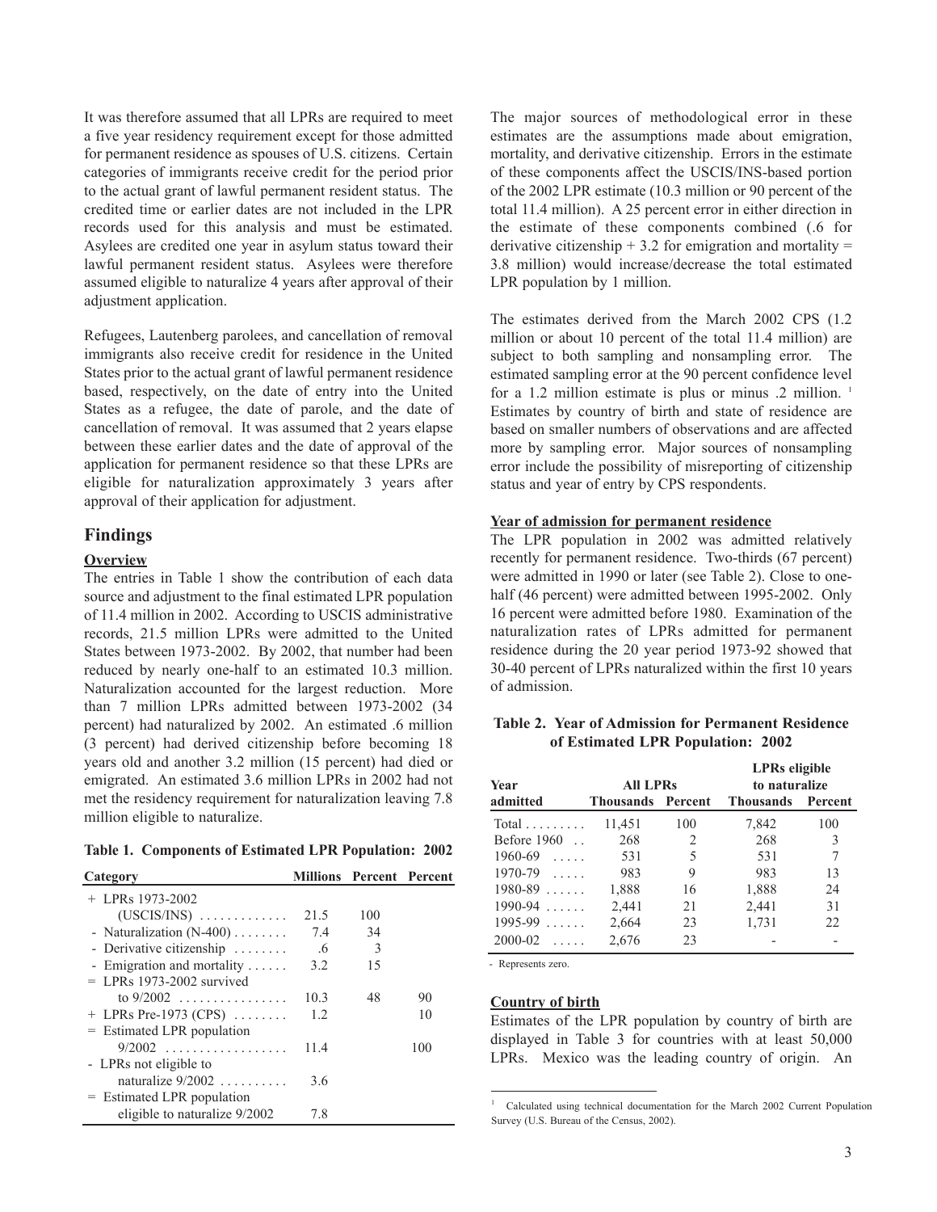It was therefore assumed that all LPRs are required to meet a five year residency requirement except for those admitted for permanent residence as spouses of U.S. citizens. Certain categories of immigrants receive credit for the period prior to the actual grant of lawful permanent resident status. The credited time or earlier dates are not included in the LPR records used for this analysis and must be estimated. Asylees are credited one year in asylum status toward their lawful permanent resident status. Asylees were therefore assumed eligible to naturalize 4 years after approval of their adjustment application.

Refugees, Lautenberg parolees, and cancellation of removal immigrants also receive credit for residence in the United States prior to the actual grant of lawful permanent residence based, respectively, on the date of entry into the United States as a refugee, the date of parole, and the date of cancellation of removal. It was assumed that 2 years elapse between these earlier dates and the date of approval of the application for permanent residence so that these LPRs are eligible for naturalization approximately 3 years after approval of their application for adjustment.

## Findings

**Overview**

The entries in Table 1 show the contribution of each data source and adjustment to the final estimated LPR population of 11.4 million in 2002. According to USCIS administrative records, 21.5 million LPRs were admitted to the United States between 1973-2002. By 2002, that number had been reduced by nearly one-half to an estimated 10.3 million. Naturalization accounted for the largest reduction. More than 7 million LPRs admitted between 1973-2002 (34 percent) had naturalized by 2002. An estimated .6 million (3 percent) had derived citizenship before becoming 18 years old and another 3.2 million (15 percent) had died or emigrated. An estimated 3.6 million LPRs in 2002 had not met the residency requirement for naturalization leaving 7.8 million eligible to naturalize.

**Table 1. Components of Estimated LPR Population: 2002**

| Category | Millions | Percent | Percent |
|---|---|---|---|
| + LPRs 1973-2002 (USCIS/INS) | 21.5 | 100 | |
| - Naturalization (N-400) | 7.4 | 34 | |
| - Derivative citizenship | .6 | 3 | |
| - Emigration and mortality | 3.2 | 15 | |
| = LPRs 1973-2002 survived to 9/2002 | 10.3 | 48 | 90 |
| + LPRs Pre-1973 (CPS) | 1.2 | | 10 |
| = Estimated LPR population 9/2002 | 11.4 | | 100 |
| - LPRs not eligible to naturalize 9/2002 | 3.6 | | |
| = Estimated LPR population eligible to naturalize 9/2002 | 7.8 | | |

The major sources of methodological error in these estimates are the assumptions made about emigration, mortality, and derivative citizenship. Errors in the estimate of these components affect the USCIS/INS-based portion of the 2002 LPR estimate (10.3 million or 90 percent of the total 11.4 million). A 25 percent error in either direction in the estimate of these components combined (.6 for derivative citizenship + 3.2 for emigration and mortality = 3.8 million) would increase/decrease the total estimated LPR population by 1 million.

The estimates derived from the March 2002 CPS (1.2 million or about 10 percent of the total 11.4 million) are subject to both sampling and nonsampling error. The estimated sampling error at the 90 percent confidence level for a 1.2 million estimate is plus or minus .2 million.[1] Estimates by country of birth and state of residence are based on smaller numbers of observations and are affected more by sampling error. Major sources of nonsampling error include the possibility of misreporting of citizenship status and year of entry by CPS respondents.

**Year of admission for permanent residence**

The LPR population in 2002 was admitted relatively recently for permanent residence. Two-thirds (67 percent) were admitted in 1990 or later (see Table 2). Close to one-half (46 percent) were admitted between 1995-2002. Only 16 percent were admitted before 1980. Examination of the naturalization rates of LPRs admitted for permanent residence during the 20 year period 1973-92 showed that 30-40 percent of LPRs naturalized within the first 10 years of admission.

**Table 2. Year of Admission for Permanent Residence of Estimated LPR Population: 2002**

| Year admitted | All LPRs | | LPRs eligible to naturalize | |
|---|---|---|---|---|
| | Thousands | Percent | Thousands | Percent |
| Total | 11,451 | 100 | 7,842 | 100 |
| Before 1960 | 268 | 2 | 268 | 3 |
| 1960-69 | 531 | 5 | 531 | 7 |
| 1970-79 | 983 | 9 | 983 | 13 |
| 1980-89 | 1,888 | 16 | 1,888 | 24 |
| 1990-94 | 2,441 | 21 | 2,441 | 31 |
| 1995-99 | 2,664 | 23 | 1,731 | 22 |
| 2000-02 | 2,676 | 23 | - | - |

- Represents zero.

**Country of birth**

Estimates of the LPR population by country of birth are displayed in Table 3 for countries with at least 50,000 LPRs. Mexico was the leading country of origin. An

[1] Calculated using technical documentation for the March 2002 Current Population Survey (U.S. Bureau of the Census, 2002).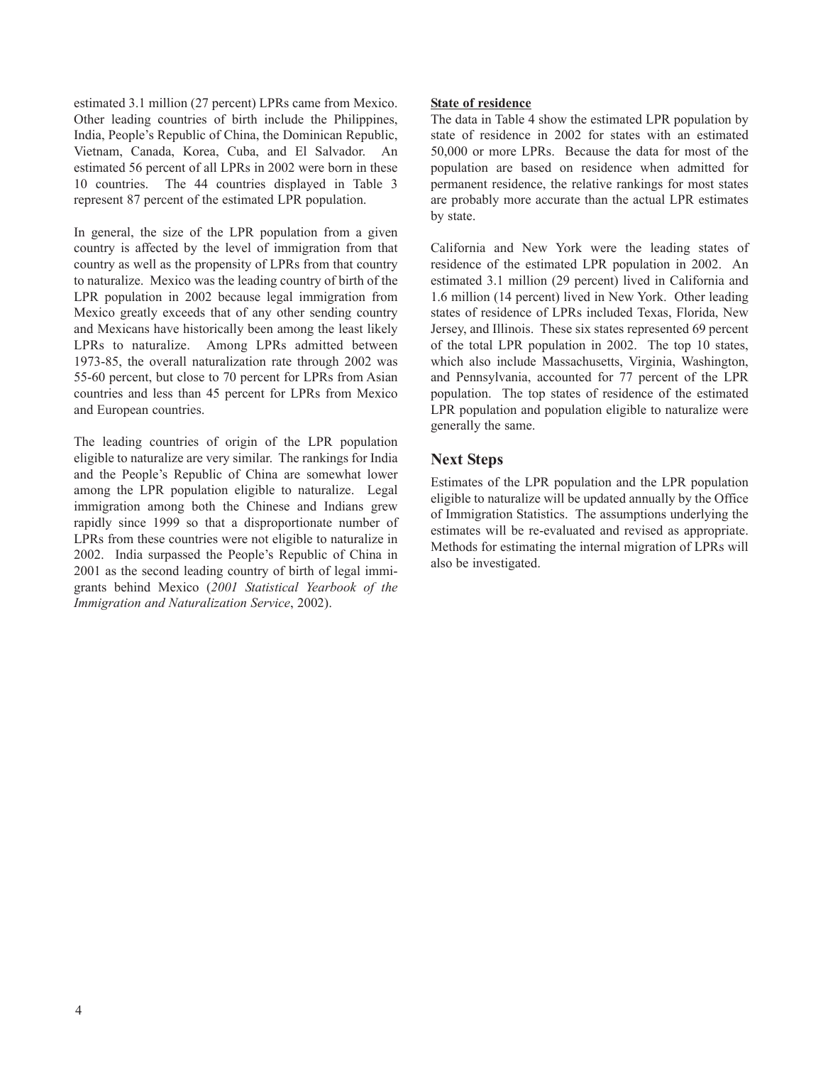estimated 3.1 million (27 percent) LPRs came from Mexico. Other leading countries of birth include the Philippines, India, People's Republic of China, the Dominican Republic, Vietnam, Canada, Korea, Cuba, and El Salvador. An estimated 56 percent of all LPRs in 2002 were born in these 10 countries. The 44 countries displayed in Table 3 represent 87 percent of the estimated LPR population.

In general, the size of the LPR population from a given country is affected by the level of immigration from that country as well as the propensity of LPRs from that country to naturalize. Mexico was the leading country of birth of the LPR population in 2002 because legal immigration from Mexico greatly exceeds that of any other sending country and Mexicans have historically been among the least likely LPRs to naturalize. Among LPRs admitted between 1973-85, the overall naturalization rate through 2002 was 55-60 percent, but close to 70 percent for LPRs from Asian countries and less than 45 percent for LPRs from Mexico and European countries.

The leading countries of origin of the LPR population eligible to naturalize are very similar. The rankings for India and the People's Republic of China are somewhat lower among the LPR population eligible to naturalize. Legal immigration among both the Chinese and Indians grew rapidly since 1999 so that a disproportionate number of LPRs from these countries were not eligible to naturalize in 2002. India surpassed the People's Republic of China in 2001 as the second leading country of birth of legal immigrants behind Mexico (*2001 Statistical Yearbook of the Immigration and Naturalization Service*, 2002).

**State of residence**

The data in Table 4 show the estimated LPR population by state of residence in 2002 for states with an estimated 50,000 or more LPRs. Because the data for most of the population are based on residence when admitted for permanent residence, the relative rankings for most states are probably more accurate than the actual LPR estimates by state.

California and New York were the leading states of residence of the estimated LPR population in 2002. An estimated 3.1 million (29 percent) lived in California and 1.6 million (14 percent) lived in New York. Other leading states of residence of LPRs included Texas, Florida, New Jersey, and Illinois. These six states represented 69 percent of the total LPR population in 2002. The top 10 states, which also include Massachusetts, Virginia, Washington, and Pennsylvania, accounted for 77 percent of the LPR population. The top states of residence of the estimated LPR population and population eligible to naturalize were generally the same.

## Next Steps

Estimates of the LPR population and the LPR population eligible to naturalize will be updated annually by the Office of Immigration Statistics. The assumptions underlying the estimates will be re-evaluated and revised as appropriate. Methods for estimating the internal migration of LPRs will also be investigated.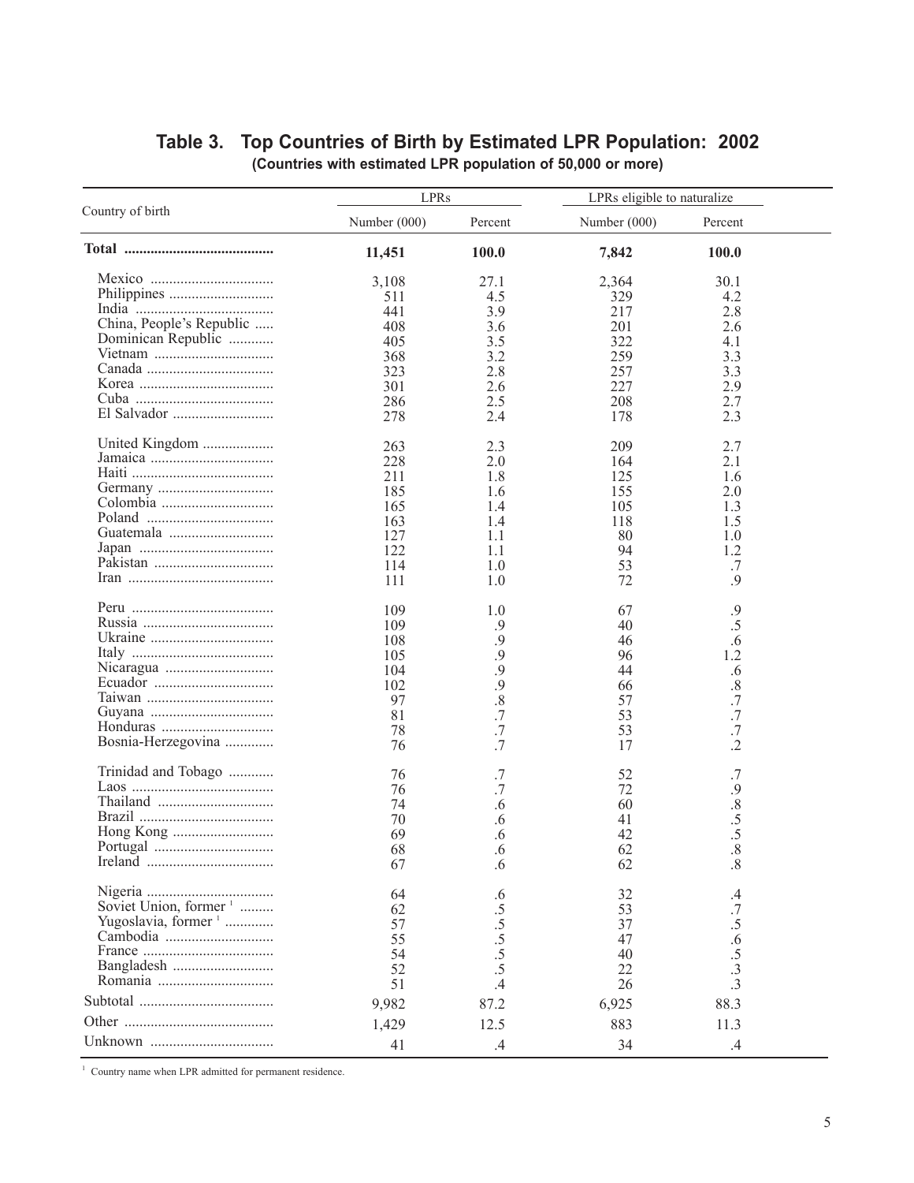## Table 3. Top Countries of Birth by Estimated LPR Population: 2002

**(Countries with estimated LPR population of 50,000 or more)**

| Country of birth | LPRs | | LPRs eligible to naturalize | |
|---|---|---|---|---|
| | Number (000) | Percent | Number (000) | Percent |
| **Total** | **11,451** | **100.0** | **7,842** | **100.0** |
| Mexico | 3,108 | 27.1 | 2,364 | 30.1 |
| Philippines | 511 | 4.5 | 329 | 4.2 |
| India | 441 | 3.9 | 217 | 2.8 |
| China, People's Republic | 408 | 3.6 | 201 | 2.6 |
| Dominican Republic | 405 | 3.5 | 322 | 4.1 |
| Vietnam | 368 | 3.2 | 259 | 3.3 |
| Canada | 323 | 2.8 | 257 | 3.3 |
| Korea | 301 | 2.6 | 227 | 2.9 |
| Cuba | 286 | 2.5 | 208 | 2.7 |
| El Salvador | 278 | 2.4 | 178 | 2.3 |
| United Kingdom | 263 | 2.3 | 209 | 2.7 |
| Jamaica | 228 | 2.0 | 164 | 2.1 |
| Haiti | 211 | 1.8 | 125 | 1.6 |
| Germany | 185 | 1.6 | 155 | 2.0 |
| Colombia | 165 | 1.4 | 105 | 1.3 |
| Poland | 163 | 1.4 | 118 | 1.5 |
| Guatemala | 127 | 1.1 | 80 | 1.0 |
| Japan | 122 | 1.1 | 94 | 1.2 |
| Pakistan | 114 | 1.0 | 53 | .7 |
| Iran | 111 | 1.0 | 72 | .9 |
| Peru | 109 | 1.0 | 67 | .9 |
| Russia | 109 | .9 | 40 | .5 |
| Ukraine | 108 | .9 | 46 | .6 |
| Italy | 105 | .9 | 96 | 1.2 |
| Nicaragua | 104 | .9 | 44 | .6 |
| Ecuador | 102 | .9 | 66 | .8 |
| Taiwan | 97 | .8 | 57 | .7 |
| Guyana | 81 | .7 | 53 | .7 |
| Honduras | 78 | .7 | 53 | .7 |
| Bosnia-Herzegovina | 76 | .7 | 17 | .2 |
| Trinidad and Tobago | 76 | .7 | 52 | .7 |
| Laos | 76 | .7 | 72 | .9 |
| Thailand | 74 | .6 | 60 | .8 |
| Brazil | 70 | .6 | 41 | .5 |
| Hong Kong | 69 | .6 | 42 | .5 |
| Portugal | 68 | .6 | 62 | .8 |
| Ireland | 67 | .6 | 62 | .8 |
| Nigeria | 64 | .6 | 32 | .4 |
| Soviet Union, former [1] | 62 | .5 | 53 | .7 |
| Yugoslavia, former [1] | 57 | .5 | 37 | .5 |
| Cambodia | 55 | .5 | 47 | .6 |
| France | 54 | .5 | 40 | .5 |
| Bangladesh | 52 | .5 | 22 | .3 |
| Romania | 51 | .4 | 26 | .3 |
| Subtotal | 9,982 | 87.2 | 6,925 | 88.3 |
| Other | 1,429 | 12.5 | 883 | 11.3 |
| Unknown | 41 | .4 | 34 | .4 |

[1] Country name when LPR admitted for permanent residence.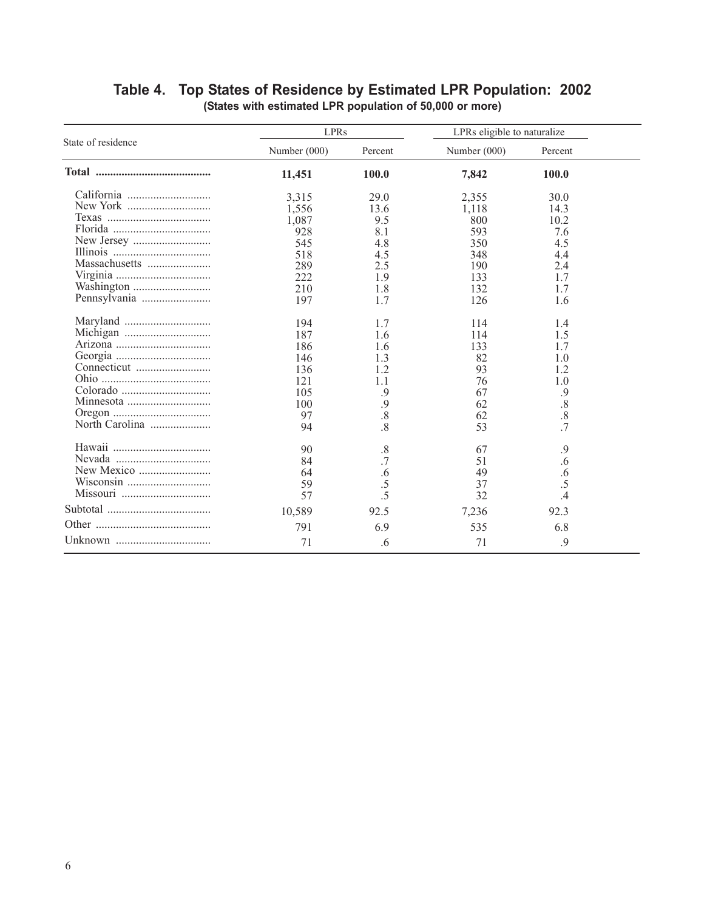# Table 4. Top States of Residence by Estimated LPR Population: 2002

**(States with estimated LPR population of 50,000 or more)**

| State of residence | LPRs | | LPRs eligible to naturalize | |
|---|---|---|---|---|
| | Number (000) | Percent | Number (000) | Percent |
| **Total** | **11,451** | **100.0** | **7,842** | **100.0** |
| California | 3,315 | 29.0 | 2,355 | 30.0 |
| New York | 1,556 | 13.6 | 1,118 | 14.3 |
| Texas | 1,087 | 9.5 | 800 | 10.2 |
| Florida | 928 | 8.1 | 593 | 7.6 |
| New Jersey | 545 | 4.8 | 350 | 4.5 |
| Illinois | 518 | 4.5 | 348 | 4.4 |
| Massachusetts | 289 | 2.5 | 190 | 2.4 |
| Virginia | 222 | 1.9 | 133 | 1.7 |
| Washington | 210 | 1.8 | 132 | 1.7 |
| Pennsylvania | 197 | 1.7 | 126 | 1.6 |
| Maryland | 194 | 1.7 | 114 | 1.4 |
| Michigan | 187 | 1.6 | 114 | 1.5 |
| Arizona | 186 | 1.6 | 133 | 1.7 |
| Georgia | 146 | 1.3 | 82 | 1.0 |
| Connecticut | 136 | 1.2 | 93 | 1.2 |
| Ohio | 121 | 1.1 | 76 | 1.0 |
| Colorado | 105 | .9 | 67 | .9 |
| Minnesota | 100 | .9 | 62 | .8 |
| Oregon | 97 | .8 | 62 | .8 |
| North Carolina | 94 | .8 | 53 | .7 |
| Hawaii | 90 | .8 | 67 | .9 |
| Nevada | 84 | .7 | 51 | .6 |
| New Mexico | 64 | .6 | 49 | .6 |
| Wisconsin | 59 | .5 | 37 | .5 |
| Missouri | 57 | .5 | 32 | .4 |
| Subtotal | 10,589 | 92.5 | 7,236 | 92.3 |
| Other | 791 | 6.9 | 535 | 6.8 |
| Unknown | 71 | .6 | 71 | .9 |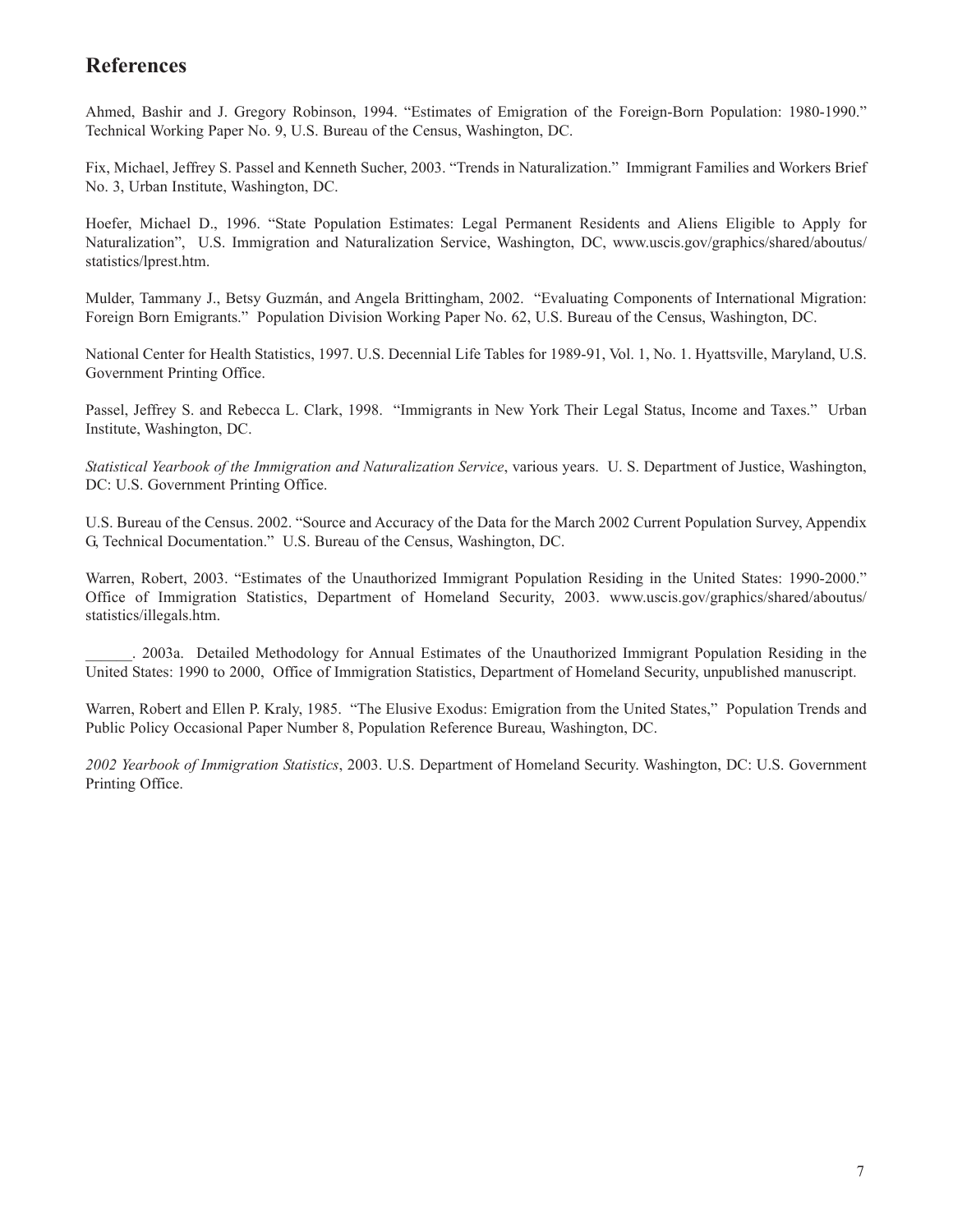## References

Ahmed, Bashir and J. Gregory Robinson, 1994. "Estimates of Emigration of the Foreign-Born Population: 1980-1990." Technical Working Paper No. 9, U.S. Bureau of the Census, Washington, DC.

Fix, Michael, Jeffrey S. Passel and Kenneth Sucher, 2003. "Trends in Naturalization." Immigrant Families and Workers Brief No. 3, Urban Institute, Washington, DC.

Hoefer, Michael D., 1996. "State Population Estimates: Legal Permanent Residents and Aliens Eligible to Apply for Naturalization", U.S. Immigration and Naturalization Service, Washington, DC, www.uscis.gov/graphics/shared/aboutus/statistics/lprest.htm.

Mulder, Tammany J., Betsy Guzmán, and Angela Brittingham, 2002. "Evaluating Components of International Migration: Foreign Born Emigrants." Population Division Working Paper No. 62, U.S. Bureau of the Census, Washington, DC.

National Center for Health Statistics, 1997. U.S. Decennial Life Tables for 1989-91, Vol. 1, No. 1. Hyattsville, Maryland, U.S. Government Printing Office.

Passel, Jeffrey S. and Rebecca L. Clark, 1998. "Immigrants in New York Their Legal Status, Income and Taxes." Urban Institute, Washington, DC.

*Statistical Yearbook of the Immigration and Naturalization Service*, various years. U. S. Department of Justice, Washington, DC: U.S. Government Printing Office.

U.S. Bureau of the Census. 2002. "Source and Accuracy of the Data for the March 2002 Current Population Survey, Appendix G, Technical Documentation." U.S. Bureau of the Census, Washington, DC.

Warren, Robert, 2003. "Estimates of the Unauthorized Immigrant Population Residing in the United States: 1990-2000." Office of Immigration Statistics, Department of Homeland Security, 2003. www.uscis.gov/graphics/shared/aboutus/statistics/illegals.htm.

______. 2003a. Detailed Methodology for Annual Estimates of the Unauthorized Immigrant Population Residing in the United States: 1990 to 2000, Office of Immigration Statistics, Department of Homeland Security, unpublished manuscript.

Warren, Robert and Ellen P. Kraly, 1985. "The Elusive Exodus: Emigration from the United States," Population Trends and Public Policy Occasional Paper Number 8, Population Reference Bureau, Washington, DC.

*2002 Yearbook of Immigration Statistics*, 2003. U.S. Department of Homeland Security. Washington, DC: U.S. Government Printing Office.